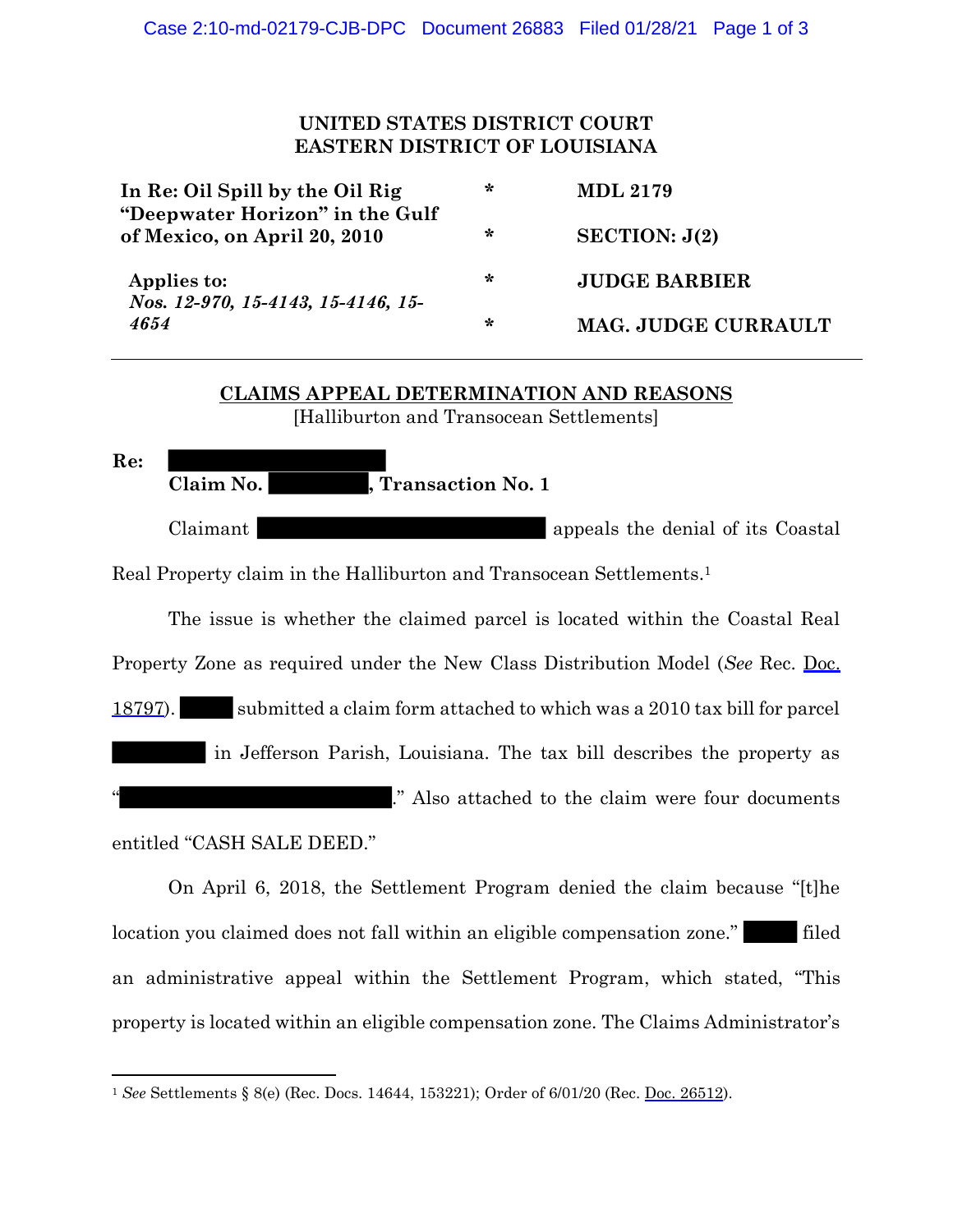**UNITED STATES DISTRICT COURT**
**EASTERN DISTRICT OF LOUISIANA**

| | | |
|---|---|---|
| **In Re: Oil Spill by the Oil Rig "Deepwater Horizon" in the Gulf of Mexico, on April 20, 2010** | * | **MDL 2179** |
| | * | **SECTION: J(2)** |
| **Applies to:** *Nos. 12-970, 15-4143, 15-4146, 15-4654* | * | **JUDGE BARBIER** |
| | * | **MAG. JUDGE CURRAULT** |

---

**CLAIMS APPEAL DETERMINATION AND REASONS**
[Halliburton and Transocean Settlements]

**Re:** ██████████
**Claim No. ██████, Transaction No. 1**

Claimant ██████████ appeals the denial of its Coastal Real Property claim in the Halliburton and Transocean Settlements.[1]

The issue is whether the claimed parcel is located within the Coastal Real Property Zone as required under the New Class Distribution Model (*See* Rec. Doc. 18797). ████ submitted a claim form attached to which was a 2010 tax bill for parcel ██████ in Jefferson Parish, Louisiana. The tax bill describes the property as "██████████." Also attached to the claim were four documents entitled "CASH SALE DEED."

On April 6, 2018, the Settlement Program denied the claim because "[t]he location you claimed does not fall within an eligible compensation zone." ████ filed an administrative appeal within the Settlement Program, which stated, "This property is located within an eligible compensation zone. The Claims Administrator's

---

[1] *See* Settlements § 8(e) (Rec. Docs. 14644, 153221); Order of 6/01/20 (Rec. Doc. 26512).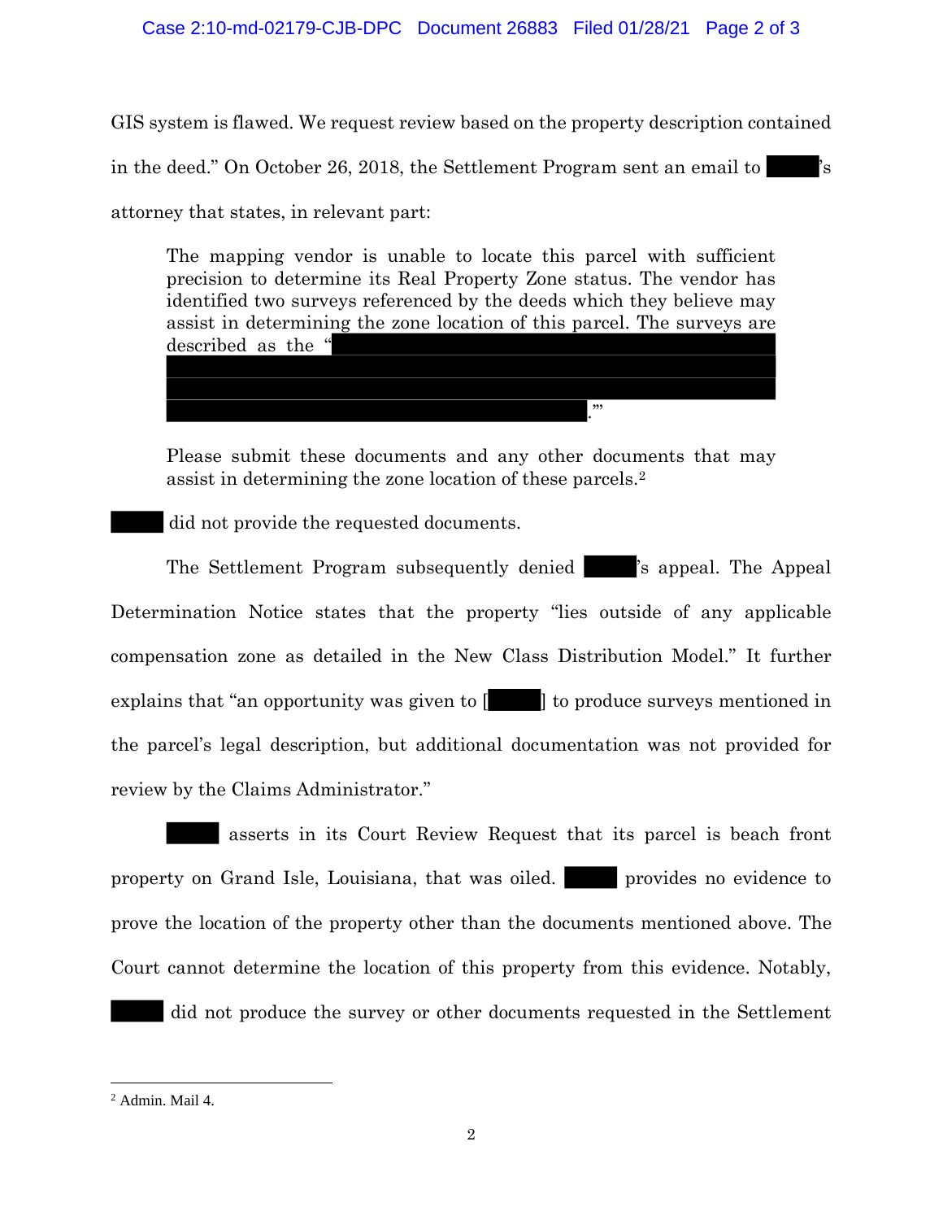GIS system is flawed. We request review based on the property description contained in the deed." On October 26, 2018, the Settlement Program sent an email to ████'s attorney that states, in relevant part:

> The mapping vendor is unable to locate this parcel with sufficient precision to determine its Real Property Zone status. The vendor has identified two surveys referenced by the deeds which they believe may assist in determining the zone location of this parcel. The surveys are described as the "████████████████████████████████████████████████████████████████████████████████████████████████████████."'
>
> Please submit these documents and any other documents that may assist in determining the zone location of these parcels.[2]

████ did not provide the requested documents.

The Settlement Program subsequently denied ████'s appeal. The Appeal Determination Notice states that the property "lies outside of any applicable compensation zone as detailed in the New Class Distribution Model." It further explains that "an opportunity was given to [████] to produce surveys mentioned in the parcel's legal description, but additional documentation was not provided for review by the Claims Administrator."

████ asserts in its Court Review Request that its parcel is beach front property on Grand Isle, Louisiana, that was oiled. ████ provides no evidence to prove the location of the property other than the documents mentioned above. The Court cannot determine the location of this property from this evidence. Notably, ████ did not produce the survey or other documents requested in the Settlement

---

[2] Admin. Mail 4.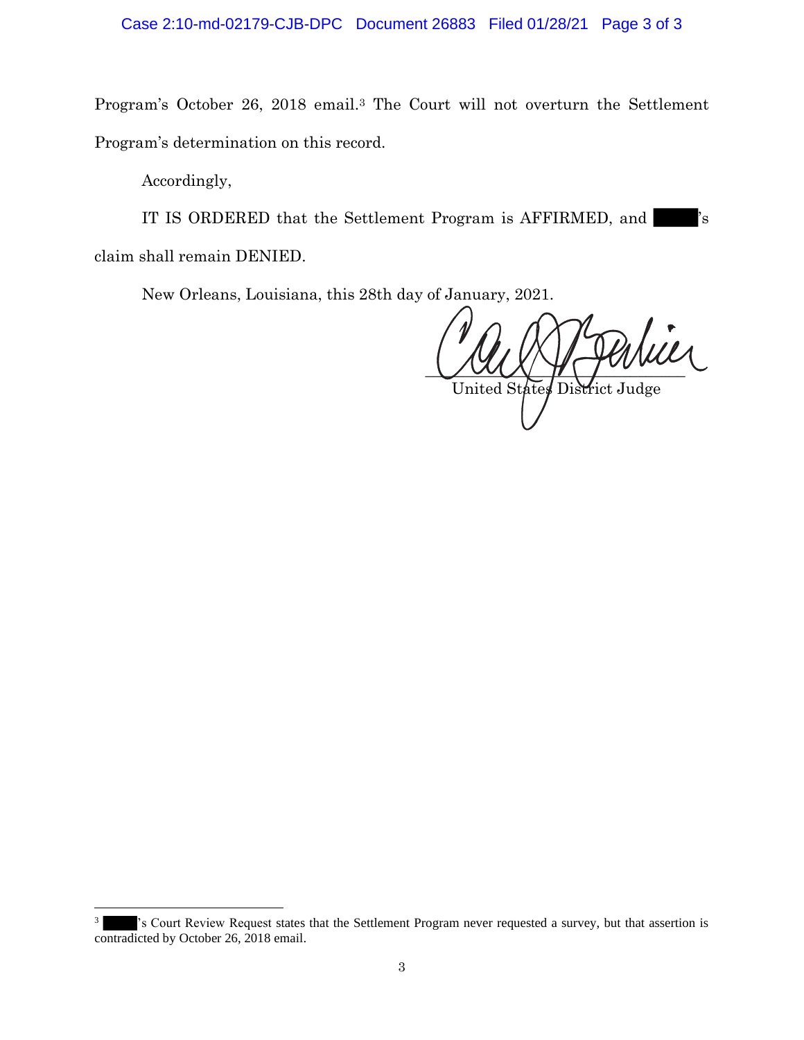Program's October 26, 2018 email.[3] The Court will not overturn the Settlement Program's determination on this record.

Accordingly,

IT IS ORDERED that the Settlement Program is AFFIRMED, and ████'s claim shall remain DENIED.

New Orleans, Louisiana, this 28th day of January, 2021.

United States District Judge

---

[3] ████'s Court Review Request states that the Settlement Program never requested a survey, but that assertion is contradicted by October 26, 2018 email.